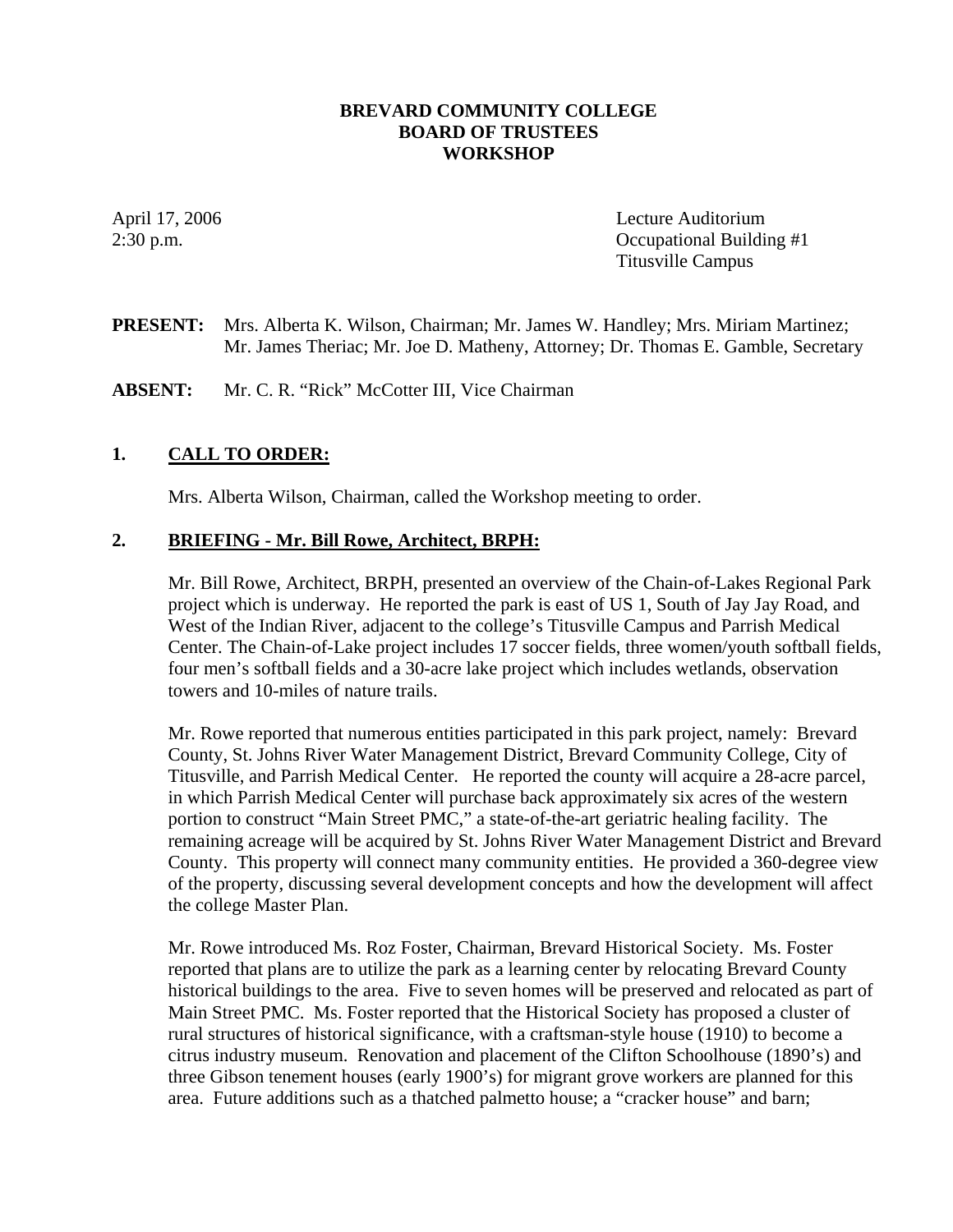**BREVARD COMMUNITY COLLEGE**
**BOARD OF TRUSTEES**
**WORKSHOP**

April 17, 2006
2:30 p.m.

Lecture Auditorium
Occupational Building #1
Titusville Campus

**PRESENT:** Mrs. Alberta K. Wilson, Chairman; Mr. James W. Handley; Mrs. Miriam Martinez; Mr. James Theriac; Mr. Joe D. Matheny, Attorney; Dr. Thomas E. Gamble, Secretary

**ABSENT:** Mr. C. R. "Rick" McCotter III, Vice Chairman

## 1. CALL TO ORDER:

Mrs. Alberta Wilson, Chairman, called the Workshop meeting to order.

## 2. BRIEFING - Mr. Bill Rowe, Architect, BRPH:

Mr. Bill Rowe, Architect, BRPH, presented an overview of the Chain-of-Lakes Regional Park project which is underway. He reported the park is east of US 1, South of Jay Jay Road, and West of the Indian River, adjacent to the college's Titusville Campus and Parrish Medical Center. The Chain-of-Lake project includes 17 soccer fields, three women/youth softball fields, four men's softball fields and a 30-acre lake project which includes wetlands, observation towers and 10-miles of nature trails.

Mr. Rowe reported that numerous entities participated in this park project, namely: Brevard County, St. Johns River Water Management District, Brevard Community College, City of Titusville, and Parrish Medical Center. He reported the county will acquire a 28-acre parcel, in which Parrish Medical Center will purchase back approximately six acres of the western portion to construct "Main Street PMC," a state-of-the-art geriatric healing facility. The remaining acreage will be acquired by St. Johns River Water Management District and Brevard County. This property will connect many community entities. He provided a 360-degree view of the property, discussing several development concepts and how the development will affect the college Master Plan.

Mr. Rowe introduced Ms. Roz Foster, Chairman, Brevard Historical Society. Ms. Foster reported that plans are to utilize the park as a learning center by relocating Brevard County historical buildings to the area. Five to seven homes will be preserved and relocated as part of Main Street PMC. Ms. Foster reported that the Historical Society has proposed a cluster of rural structures of historical significance, with a craftsman-style house (1910) to become a citrus industry museum. Renovation and placement of the Clifton Schoolhouse (1890's) and three Gibson tenement houses (early 1900's) for migrant grove workers are planned for this area. Future additions such as a thatched palmetto house; a "cracker house" and barn;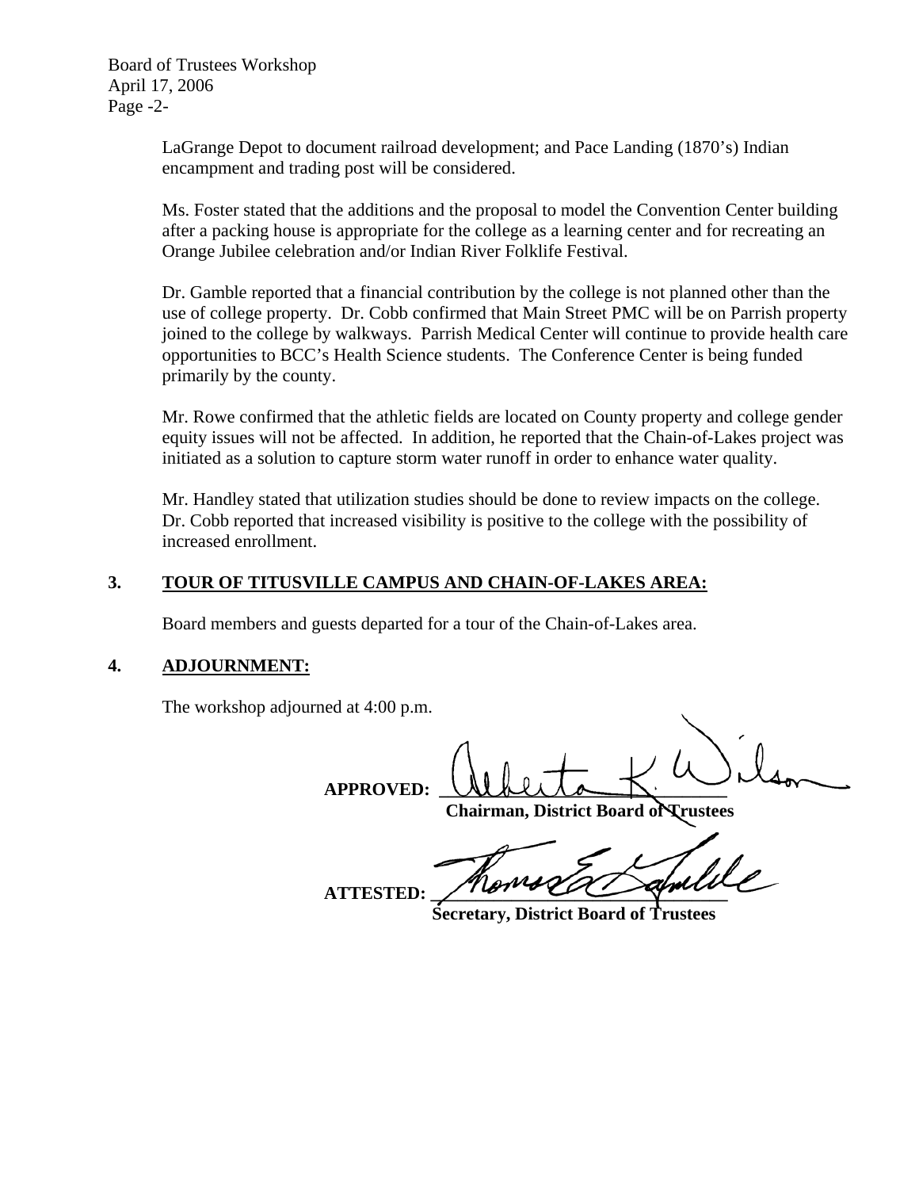LaGrange Depot to document railroad development; and Pace Landing (1870's) Indian encampment and trading post will be considered.

Ms. Foster stated that the additions and the proposal to model the Convention Center building after a packing house is appropriate for the college as a learning center and for recreating an Orange Jubilee celebration and/or Indian River Folklife Festival.

Dr. Gamble reported that a financial contribution by the college is not planned other than the use of college property. Dr. Cobb confirmed that Main Street PMC will be on Parrish property joined to the college by walkways. Parrish Medical Center will continue to provide health care opportunities to BCC's Health Science students. The Conference Center is being funded primarily by the county.

Mr. Rowe confirmed that the athletic fields are located on County property and college gender equity issues will not be affected. In addition, he reported that the Chain-of-Lakes project was initiated as a solution to capture storm water runoff in order to enhance water quality.

Mr. Handley stated that utilization studies should be done to review impacts on the college. Dr. Cobb reported that increased visibility is positive to the college with the possibility of increased enrollment.

## 3. TOUR OF TITUSVILLE CAMPUS AND CHAIN-OF-LAKES AREA:

Board members and guests departed for a tour of the Chain-of-Lakes area.

## 4. ADJOURNMENT:

The workshop adjourned at 4:00 p.m.

**APPROVED:** Alberta K. Wilson
**Chairman, District Board of Trustees**

**ATTESTED:** Thomas E. Gamble
**Secretary, District Board of Trustees**